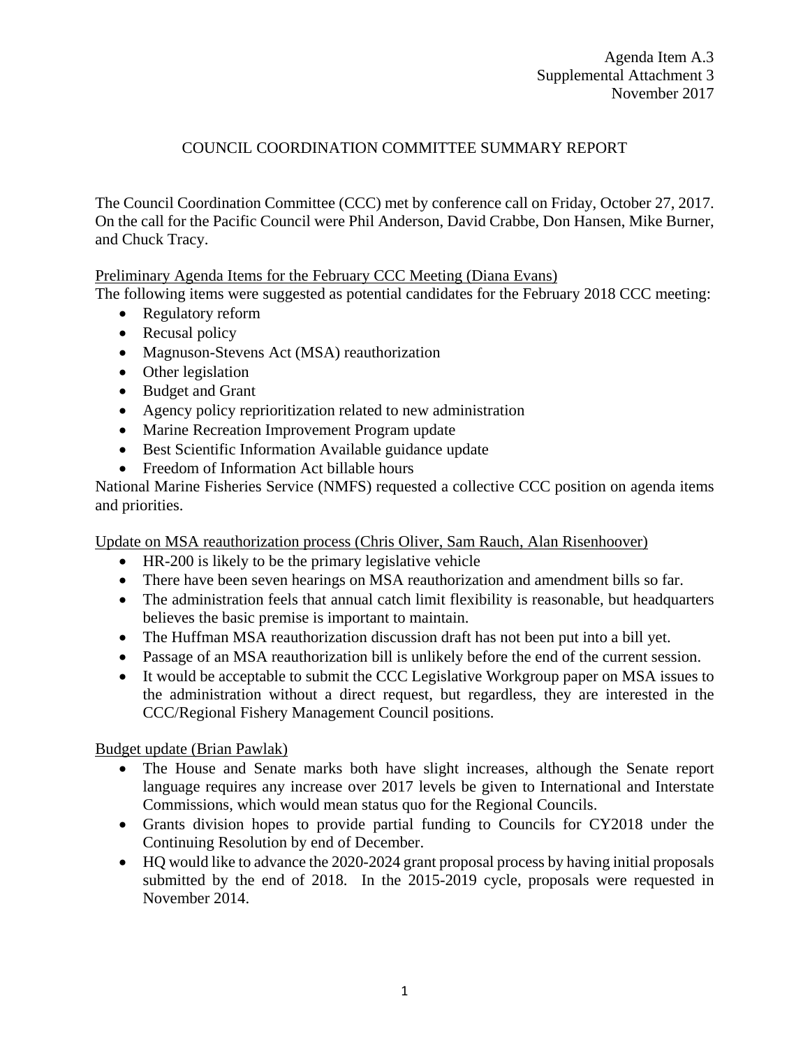Agenda Item A.3
Supplemental Attachment 3
November 2017

# COUNCIL COORDINATION COMMITTEE SUMMARY REPORT

The Council Coordination Committee (CCC) met by conference call on Friday, October 27, 2017. On the call for the Pacific Council were Phil Anderson, David Crabbe, Don Hansen, Mike Burner, and Chuck Tracy.

## Preliminary Agenda Items for the February CCC Meeting (Diana Evans)

The following items were suggested as potential candidates for the February 2018 CCC meeting:

- Regulatory reform
- Recusal policy
- Magnuson-Stevens Act (MSA) reauthorization
- Other legislation
- Budget and Grant
- Agency policy reprioritization related to new administration
- Marine Recreation Improvement Program update
- Best Scientific Information Available guidance update
- Freedom of Information Act billable hours

National Marine Fisheries Service (NMFS) requested a collective CCC position on agenda items and priorities.

## Update on MSA reauthorization process (Chris Oliver, Sam Rauch, Alan Risenhoover)

- HR-200 is likely to be the primary legislative vehicle
- There have been seven hearings on MSA reauthorization and amendment bills so far.
- The administration feels that annual catch limit flexibility is reasonable, but headquarters believes the basic premise is important to maintain.
- The Huffman MSA reauthorization discussion draft has not been put into a bill yet.
- Passage of an MSA reauthorization bill is unlikely before the end of the current session.
- It would be acceptable to submit the CCC Legislative Workgroup paper on MSA issues to the administration without a direct request, but regardless, they are interested in the CCC/Regional Fishery Management Council positions.

## Budget update (Brian Pawlak)

- The House and Senate marks both have slight increases, although the Senate report language requires any increase over 2017 levels be given to International and Interstate Commissions, which would mean status quo for the Regional Councils.
- Grants division hopes to provide partial funding to Councils for CY2018 under the Continuing Resolution by end of December.
- HQ would like to advance the 2020-2024 grant proposal process by having initial proposals submitted by the end of 2018. In the 2015-2019 cycle, proposals were requested in November 2014.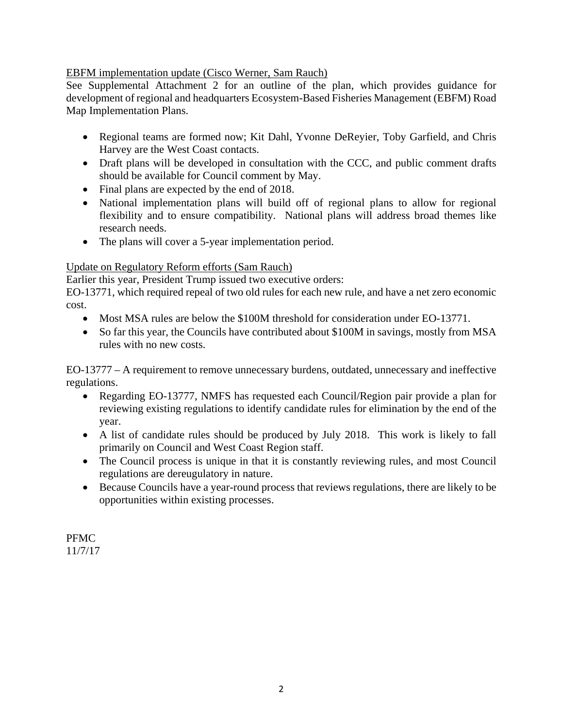EBFM implementation update (Cisco Werner, Sam Rauch)

See Supplemental Attachment 2 for an outline of the plan, which provides guidance for development of regional and headquarters Ecosystem-Based Fisheries Management (EBFM) Road Map Implementation Plans.

- Regional teams are formed now; Kit Dahl, Yvonne DeReyier, Toby Garfield, and Chris Harvey are the West Coast contacts.
- Draft plans will be developed in consultation with the CCC, and public comment drafts should be available for Council comment by May.
- Final plans are expected by the end of 2018.
- National implementation plans will build off of regional plans to allow for regional flexibility and to ensure compatibility. National plans will address broad themes like research needs.
- The plans will cover a 5-year implementation period.

Update on Regulatory Reform efforts (Sam Rauch)

Earlier this year, President Trump issued two executive orders:

EO-13771, which required repeal of two old rules for each new rule, and have a net zero economic cost.

- Most MSA rules are below the $100M threshold for consideration under EO-13771.
- So far this year, the Councils have contributed about $100M in savings, mostly from MSA rules with no new costs.

EO-13777 – A requirement to remove unnecessary burdens, outdated, unnecessary and ineffective regulations.

- Regarding EO-13777, NMFS has requested each Council/Region pair provide a plan for reviewing existing regulations to identify candidate rules for elimination by the end of the year.
- A list of candidate rules should be produced by July 2018. This work is likely to fall primarily on Council and West Coast Region staff.
- The Council process is unique in that it is constantly reviewing rules, and most Council regulations are dereugulatory in nature.
- Because Councils have a year-round process that reviews regulations, there are likely to be opportunities within existing processes.

PFMC
11/7/17